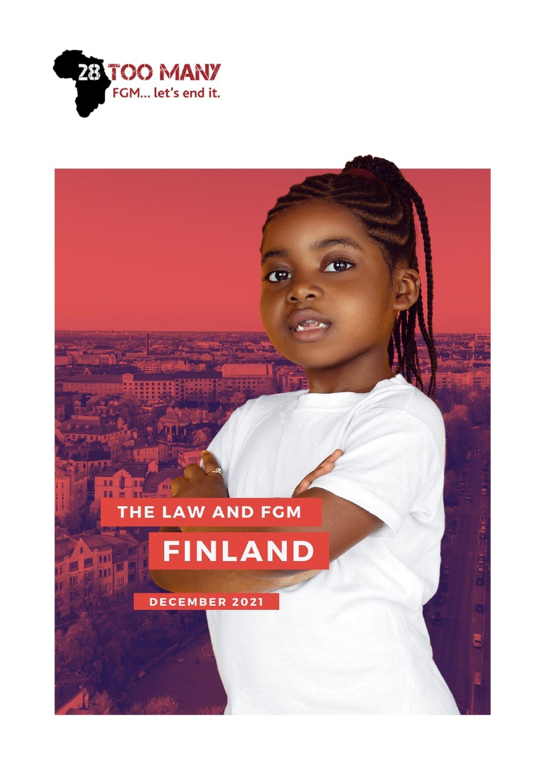28 TOO MANY

FGM... let's end it.

# THE LAW AND FGM

# FINLAND

DECEMBER 2021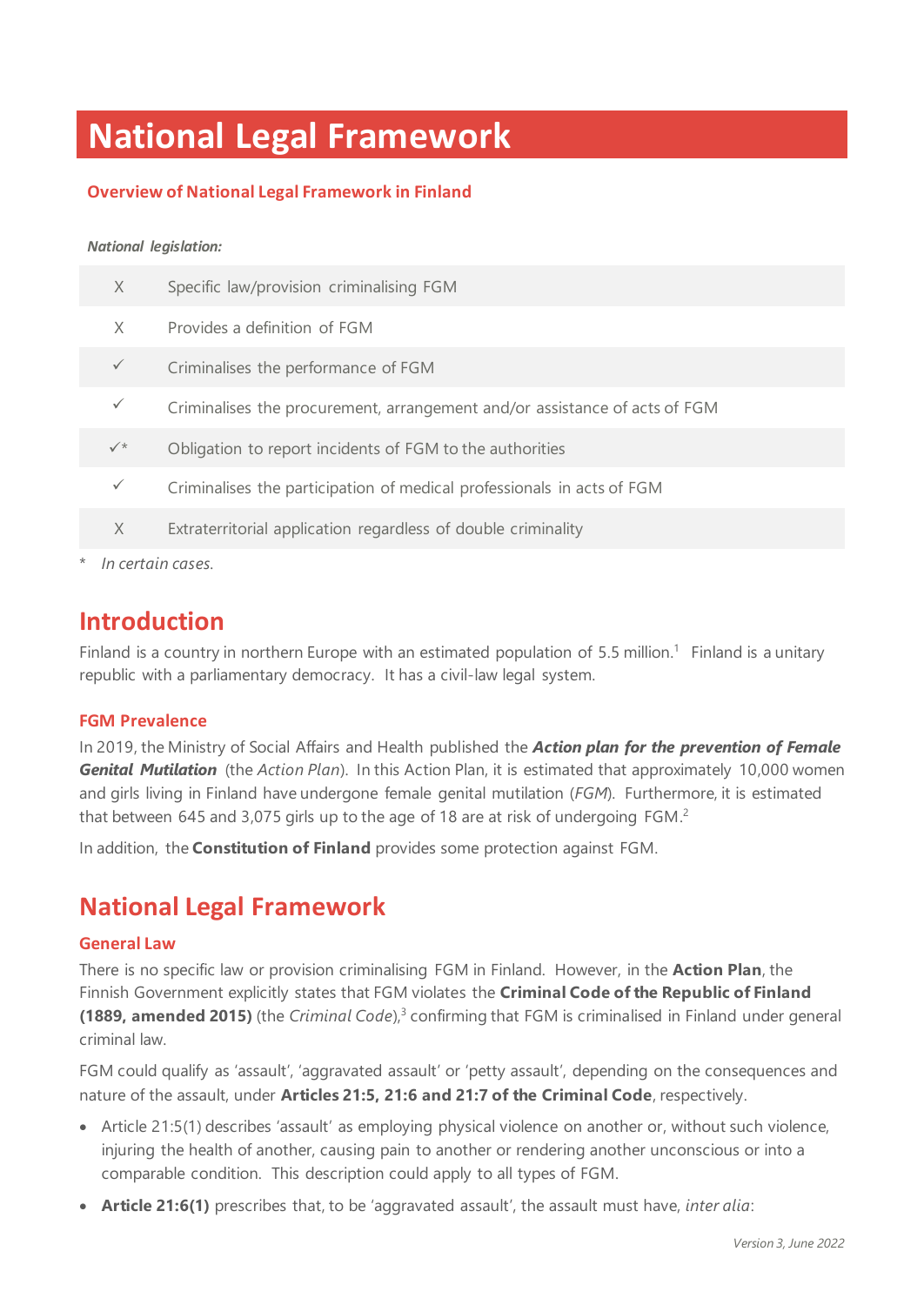# National Legal Framework

## Overview of National Legal Framework in Finland

***National legislation:***

| | |
|---|---|
| X | Specific law/provision criminalising FGM |
| X | Provides a definition of FGM |
| ✓ | Criminalises the performance of FGM |
| ✓ | Criminalises the procurement, arrangement and/or assistance of acts of FGM |
| ✓* | Obligation to report incidents of FGM to the authorities |
| ✓ | Criminalises the participation of medical professionals in acts of FGM |
| X | Extraterritorial application regardless of double criminality |

\* *In certain cases.*

## Introduction

Finland is a country in northern Europe with an estimated population of 5.5 million.[1] Finland is a unitary republic with a parliamentary democracy. It has a civil-law legal system.

### FGM Prevalence

In 2019, the Ministry of Social Affairs and Health published the ***Action plan for the prevention of Female Genital Mutilation*** (the *Action Plan*). In this Action Plan, it is estimated that approximately 10,000 women and girls living in Finland have undergone female genital mutilation (*FGM*). Furthermore, it is estimated that between 645 and 3,075 girls up to the age of 18 are at risk of undergoing FGM.[2]

In addition, the **Constitution of Finland** provides some protection against FGM.

## National Legal Framework

### General Law

There is no specific law or provision criminalising FGM in Finland. However, in the **Action Plan**, the Finnish Government explicitly states that FGM violates the **Criminal Code of the Republic of Finland (1889, amended 2015)** (the *Criminal Code*),[3] confirming that FGM is criminalised in Finland under general criminal law.

FGM could qualify as 'assault', 'aggravated assault' or 'petty assault', depending on the consequences and nature of the assault, under **Articles 21:5, 21:6 and 21:7 of the Criminal Code**, respectively.

- Article 21:5(1) describes 'assault' as employing physical violence on another or, without such violence, injuring the health of another, causing pain to another or rendering another unconscious or into a comparable condition. This description could apply to all types of FGM.
- **Article 21:6(1)** prescribes that, to be 'aggravated assault', the assault must have, *inter alia*: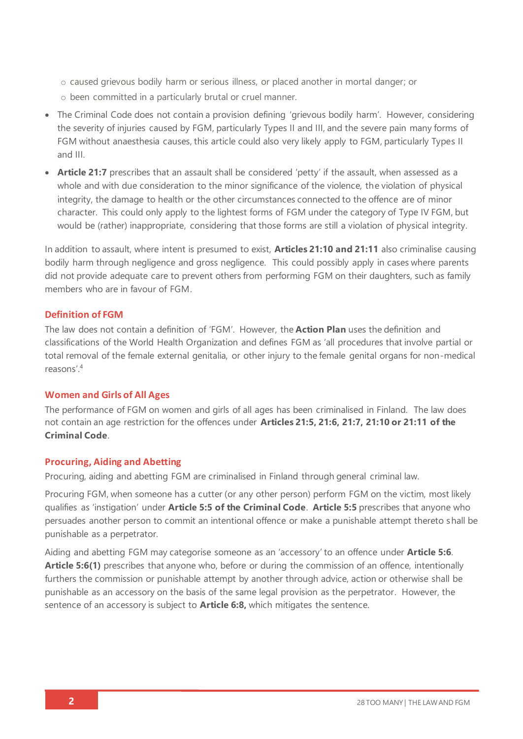- caused grievous bodily harm or serious illness, or placed another in mortal danger; or
    - been committed in a particularly brutal or cruel manner.
- The Criminal Code does not contain a provision defining 'grievous bodily harm'. However, considering the severity of injuries caused by FGM, particularly Types II and III, and the severe pain many forms of FGM without anaesthesia causes, this article could also very likely apply to FGM, particularly Types II and III.
- **Article 21:7** prescribes that an assault shall be considered 'petty' if the assault, when assessed as a whole and with due consideration to the minor significance of the violence, the violation of physical integrity, the damage to health or the other circumstances connected to the offence are of minor character. This could only apply to the lightest forms of FGM under the category of Type IV FGM, but would be (rather) inappropriate, considering that those forms are still a violation of physical integrity.

In addition to assault, where intent is presumed to exist, **Articles 21:10 and 21:11** also criminalise causing bodily harm through negligence and gross negligence. This could possibly apply in cases where parents did not provide adequate care to prevent others from performing FGM on their daughters, such as family members who are in favour of FGM.

## Definition of FGM

The law does not contain a definition of 'FGM'. However, the **Action Plan** uses the definition and classifications of the World Health Organization and defines FGM as 'all procedures that involve partial or total removal of the female external genitalia, or other injury to the female genital organs for non-medical reasons'.[4]

## Women and Girls of All Ages

The performance of FGM on women and girls of all ages has been criminalised in Finland. The law does not contain an age restriction for the offences under **Articles 21:5, 21:6, 21:7, 21:10 or 21:11 of the Criminal Code**.

## Procuring, Aiding and Abetting

Procuring, aiding and abetting FGM are criminalised in Finland through general criminal law.

Procuring FGM, when someone has a cutter (or any other person) perform FGM on the victim, most likely qualifies as 'instigation' under **Article 5:5 of the Criminal Code**. **Article 5:5** prescribes that anyone who persuades another person to commit an intentional offence or make a punishable attempt thereto shall be punishable as a perpetrator.

Aiding and abetting FGM may categorise someone as an 'accessory' to an offence under **Article 5:6**. **Article 5:6(1)** prescribes that anyone who, before or during the commission of an offence, intentionally furthers the commission or punishable attempt by another through advice, action or otherwise shall be punishable as an accessory on the basis of the same legal provision as the perpetrator. However, the sentence of an accessory is subject to **Article 6:8,** which mitigates the sentence.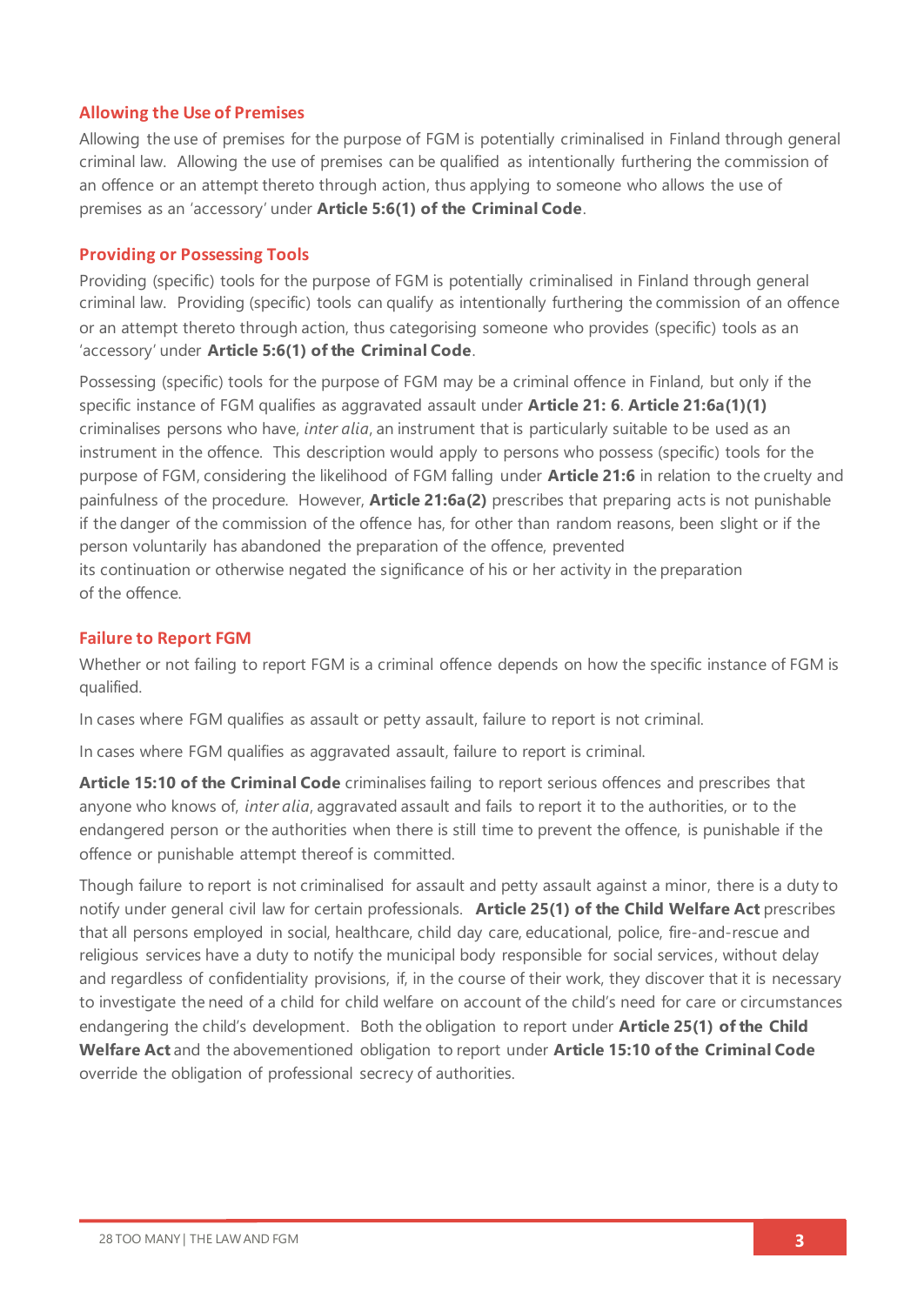### Allowing the Use of Premises

Allowing the use of premises for the purpose of FGM is potentially criminalised in Finland through general criminal law. Allowing the use of premises can be qualified as intentionally furthering the commission of an offence or an attempt thereto through action, thus applying to someone who allows the use of premises as an 'accessory' under **Article 5:6(1) of the Criminal Code**.

### Providing or Possessing Tools

Providing (specific) tools for the purpose of FGM is potentially criminalised in Finland through general criminal law. Providing (specific) tools can qualify as intentionally furthering the commission of an offence or an attempt thereto through action, thus categorising someone who provides (specific) tools as an 'accessory' under **Article 5:6(1) of the Criminal Code**.

Possessing (specific) tools for the purpose of FGM may be a criminal offence in Finland, but only if the specific instance of FGM qualifies as aggravated assault under **Article 21: 6**. **Article 21:6a(1)(1)** criminalises persons who have, *inter alia*, an instrument that is particularly suitable to be used as an instrument in the offence. This description would apply to persons who possess (specific) tools for the purpose of FGM, considering the likelihood of FGM falling under **Article 21:6** in relation to the cruelty and painfulness of the procedure. However, **Article 21:6a(2)** prescribes that preparing acts is not punishable if the danger of the commission of the offence has, for other than random reasons, been slight or if the person voluntarily has abandoned the preparation of the offence, prevented its continuation or otherwise negated the significance of his or her activity in the preparation of the offence.

### Failure to Report FGM

Whether or not failing to report FGM is a criminal offence depends on how the specific instance of FGM is qualified.

In cases where FGM qualifies as assault or petty assault, failure to report is not criminal.

In cases where FGM qualifies as aggravated assault, failure to report is criminal.

**Article 15:10 of the Criminal Code** criminalises failing to report serious offences and prescribes that anyone who knows of, *inter alia*, aggravated assault and fails to report it to the authorities, or to the endangered person or the authorities when there is still time to prevent the offence, is punishable if the offence or punishable attempt thereof is committed.

Though failure to report is not criminalised for assault and petty assault against a minor, there is a duty to notify under general civil law for certain professionals. **Article 25(1) of the Child Welfare Act** prescribes that all persons employed in social, healthcare, child day care, educational, police, fire-and-rescue and religious services have a duty to notify the municipal body responsible for social services, without delay and regardless of confidentiality provisions, if, in the course of their work, they discover that it is necessary to investigate the need of a child for child welfare on account of the child's need for care or circumstances endangering the child's development. Both the obligation to report under **Article 25(1) of the Child Welfare Act** and the abovementioned obligation to report under **Article 15:10 of the Criminal Code** override the obligation of professional secrecy of authorities.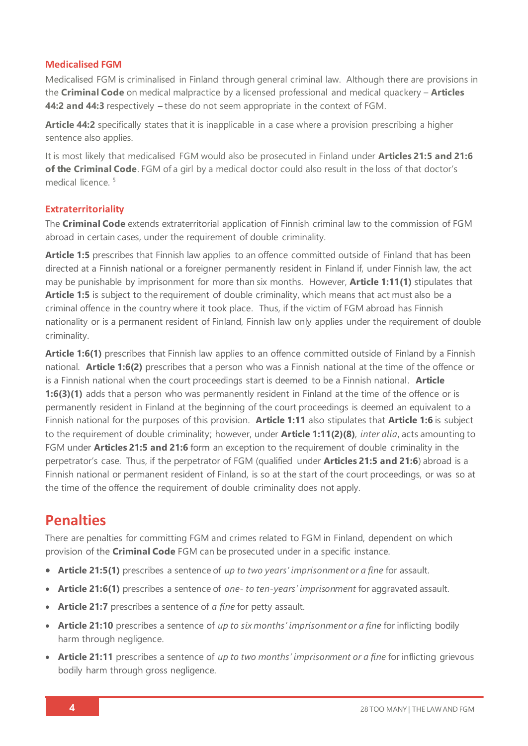### Medicalised FGM

Medicalised FGM is criminalised in Finland through general criminal law. Although there are provisions in the **Criminal Code** on medical malpractice by a licensed professional and medical quackery – **Articles 44:2 and 44:3** respectively **–** these do not seem appropriate in the context of FGM.

**Article 44:2** specifically states that it is inapplicable in a case where a provision prescribing a higher sentence also applies.

It is most likely that medicalised FGM would also be prosecuted in Finland under **Articles 21:5 and 21:6 of the Criminal Code**. FGM of a girl by a medical doctor could also result in the loss of that doctor's medical licence. [5]

### Extraterritoriality

The **Criminal Code** extends extraterritorial application of Finnish criminal law to the commission of FGM abroad in certain cases, under the requirement of double criminality.

**Article 1:5** prescribes that Finnish law applies to an offence committed outside of Finland that has been directed at a Finnish national or a foreigner permanently resident in Finland if, under Finnish law, the act may be punishable by imprisonment for more than six months. However, **Article 1:11(1)** stipulates that **Article 1:5** is subject to the requirement of double criminality, which means that act must also be a criminal offence in the country where it took place. Thus, if the victim of FGM abroad has Finnish nationality or is a permanent resident of Finland, Finnish law only applies under the requirement of double criminality.

**Article 1:6(1)** prescribes that Finnish law applies to an offence committed outside of Finland by a Finnish national. **Article 1:6(2)** prescribes that a person who was a Finnish national at the time of the offence or is a Finnish national when the court proceedings start is deemed to be a Finnish national. **Article 1:6(3)(1)** adds that a person who was permanently resident in Finland at the time of the offence or is permanently resident in Finland at the beginning of the court proceedings is deemed an equivalent to a Finnish national for the purposes of this provision. **Article 1:11** also stipulates that **Article 1:6** is subject to the requirement of double criminality; however, under **Article 1:11(2)(8)**, *inter alia*, acts amounting to FGM under **Articles 21:5 and 21:6** form an exception to the requirement of double criminality in the perpetrator's case. Thus, if the perpetrator of FGM (qualified under **Articles 21:5 and 21:6**) abroad is a Finnish national or permanent resident of Finland, is so at the start of the court proceedings, or was so at the time of the offence the requirement of double criminality does not apply.

## Penalties

There are penalties for committing FGM and crimes related to FGM in Finland, dependent on which provision of the **Criminal Code** FGM can be prosecuted under in a specific instance.

- **Article 21:5(1)** prescribes a sentence of *up to two years' imprisonment or a fine* for assault.
- **Article 21:6(1)** prescribes a sentence of *one- to ten-years' imprisonment* for aggravated assault.
- **Article 21:7** prescribes a sentence of *a fine* for petty assault.
- **Article 21:10** prescribes a sentence of *up to six months' imprisonment or a fine* for inflicting bodily harm through negligence.
- **Article 21:11** prescribes a sentence of *up to two months' imprisonment or a fine* for inflicting grievous bodily harm through gross negligence.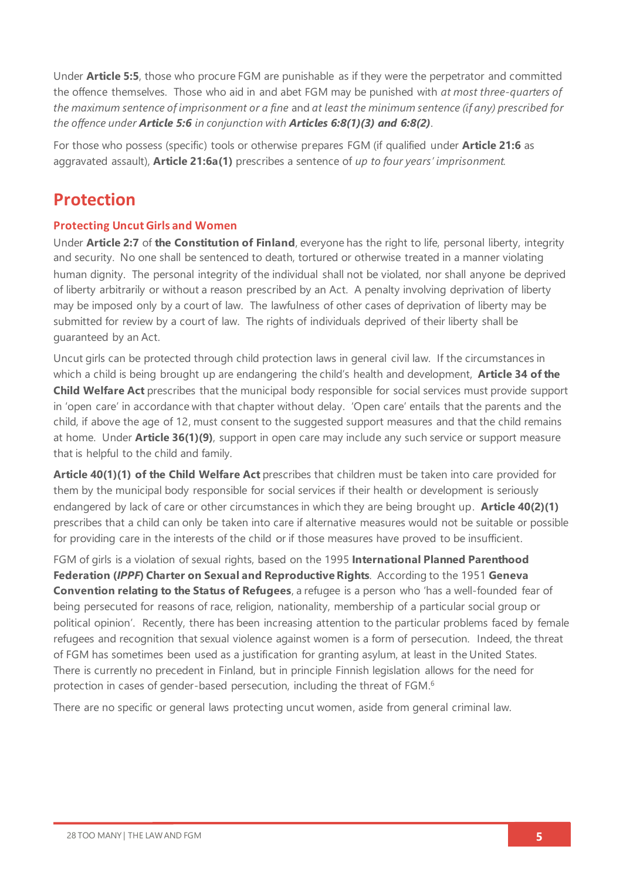Under **Article 5:5**, those who procure FGM are punishable as if they were the perpetrator and committed the offence themselves. Those who aid in and abet FGM may be punished with *at most three-quarters of the maximum sentence of imprisonment or a fine* and *at least the minimum sentence (if any) prescribed for the offence under **Article 5:6** in conjunction with **Articles 6:8(1)(3) and 6:8(2)***.

For those who possess (specific) tools or otherwise prepares FGM (if qualified under **Article 21:6** as aggravated assault), **Article 21:6a(1)** prescribes a sentence of *up to four years' imprisonment*.

# Protection

## Protecting Uncut Girls and Women

Under **Article 2:7** of **the Constitution of Finland**, everyone has the right to life, personal liberty, integrity and security. No one shall be sentenced to death, tortured or otherwise treated in a manner violating human dignity. The personal integrity of the individual shall not be violated, nor shall anyone be deprived of liberty arbitrarily or without a reason prescribed by an Act. A penalty involving deprivation of liberty may be imposed only by a court of law. The lawfulness of other cases of deprivation of liberty may be submitted for review by a court of law. The rights of individuals deprived of their liberty shall be guaranteed by an Act.

Uncut girls can be protected through child protection laws in general civil law. If the circumstances in which a child is being brought up are endangering the child's health and development, **Article 34 of the Child Welfare Act** prescribes that the municipal body responsible for social services must provide support in 'open care' in accordance with that chapter without delay. 'Open care' entails that the parents and the child, if above the age of 12, must consent to the suggested support measures and that the child remains at home. Under **Article 36(1)(9)**, support in open care may include any such service or support measure that is helpful to the child and family.

**Article 40(1)(1) of the Child Welfare Act** prescribes that children must be taken into care provided for them by the municipal body responsible for social services if their health or development is seriously endangered by lack of care or other circumstances in which they are being brought up. **Article 40(2)(1)** prescribes that a child can only be taken into care if alternative measures would not be suitable or possible for providing care in the interests of the child or if those measures have proved to be insufficient.

FGM of girls is a violation of sexual rights, based on the 1995 **International Planned Parenthood Federation (*IPPF*) Charter on Sexual and Reproductive Rights**. According to the 1951 **Geneva Convention relating to the Status of Refugees**, a refugee is a person who 'has a well-founded fear of being persecuted for reasons of race, religion, nationality, membership of a particular social group or political opinion'. Recently, there has been increasing attention to the particular problems faced by female refugees and recognition that sexual violence against women is a form of persecution. Indeed, the threat of FGM has sometimes been used as a justification for granting asylum, at least in the United States. There is currently no precedent in Finland, but in principle Finnish legislation allows for the need for protection in cases of gender-based persecution, including the threat of FGM.[6]

There are no specific or general laws protecting uncut women, aside from general criminal law.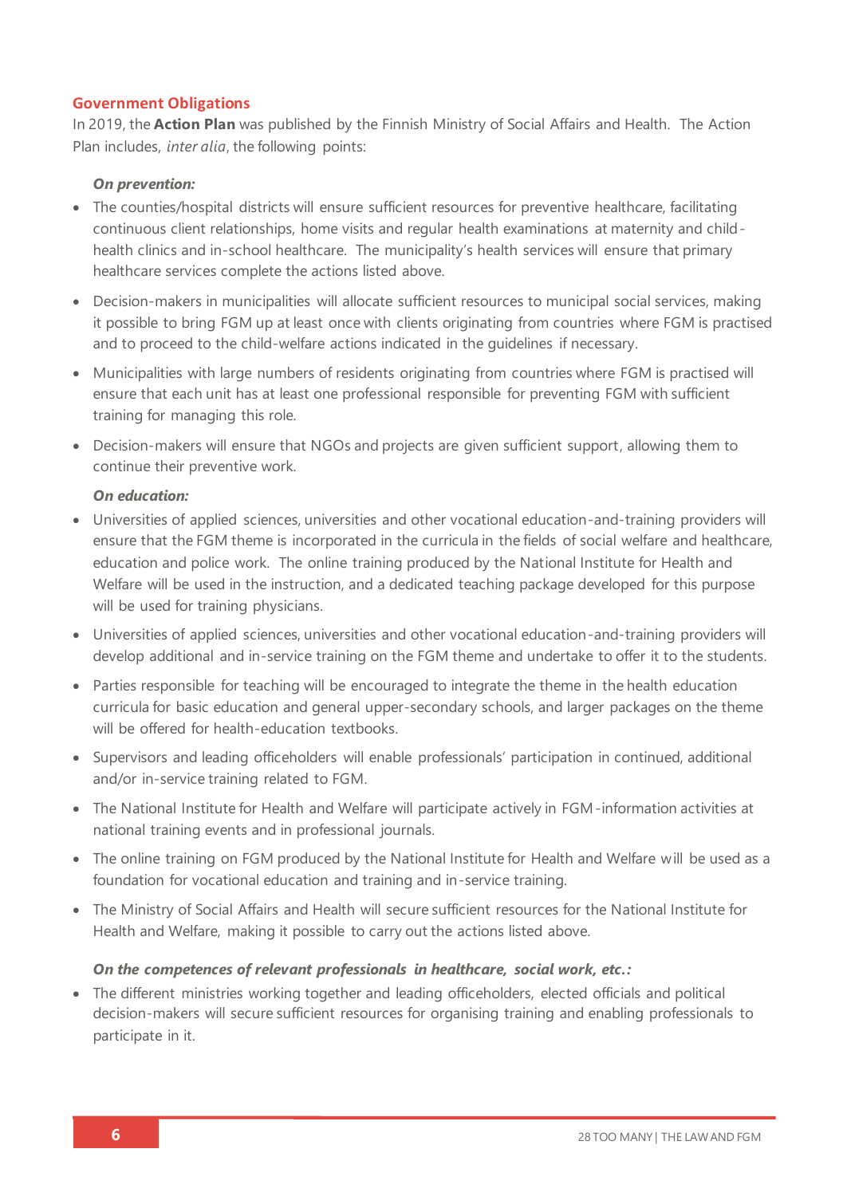## Government Obligations

In 2019, the **Action Plan** was published by the Finnish Ministry of Social Affairs and Health. The Action Plan includes, *inter alia*, the following points:

***On prevention:***

- The counties/hospital districts will ensure sufficient resources for preventive healthcare, facilitating continuous client relationships, home visits and regular health examinations at maternity and child-health clinics and in-school healthcare. The municipality's health services will ensure that primary healthcare services complete the actions listed above.
- Decision-makers in municipalities will allocate sufficient resources to municipal social services, making it possible to bring FGM up at least once with clients originating from countries where FGM is practised and to proceed to the child-welfare actions indicated in the guidelines if necessary.
- Municipalities with large numbers of residents originating from countries where FGM is practised will ensure that each unit has at least one professional responsible for preventing FGM with sufficient training for managing this role.
- Decision-makers will ensure that NGOs and projects are given sufficient support, allowing them to continue their preventive work.

***On education:***

- Universities of applied sciences, universities and other vocational education-and-training providers will ensure that the FGM theme is incorporated in the curricula in the fields of social welfare and healthcare, education and police work. The online training produced by the National Institute for Health and Welfare will be used in the instruction, and a dedicated teaching package developed for this purpose will be used for training physicians.
- Universities of applied sciences, universities and other vocational education-and-training providers will develop additional and in-service training on the FGM theme and undertake to offer it to the students.
- Parties responsible for teaching will be encouraged to integrate the theme in the health education curricula for basic education and general upper-secondary schools, and larger packages on the theme will be offered for health-education textbooks.
- Supervisors and leading officeholders will enable professionals' participation in continued, additional and/or in-service training related to FGM.
- The National Institute for Health and Welfare will participate actively in FGM-information activities at national training events and in professional journals.
- The online training on FGM produced by the National Institute for Health and Welfare will be used as a foundation for vocational education and training and in-service training.
- The Ministry of Social Affairs and Health will secure sufficient resources for the National Institute for Health and Welfare, making it possible to carry out the actions listed above.

***On the competences of relevant professionals in healthcare, social work, etc.:***

- The different ministries working together and leading officeholders, elected officials and political decision-makers will secure sufficient resources for organising training and enabling professionals to participate in it.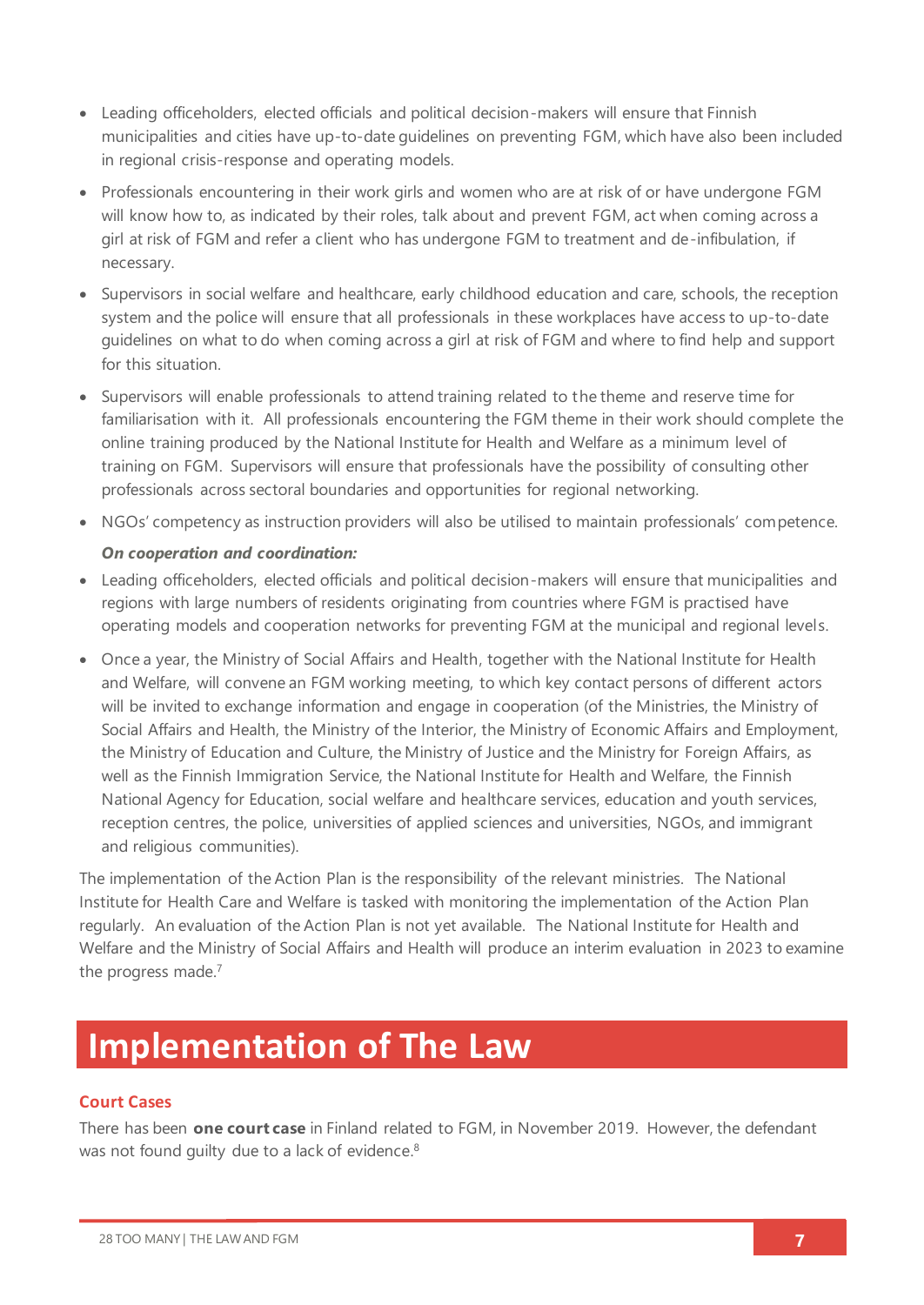- Leading officeholders, elected officials and political decision-makers will ensure that Finnish municipalities and cities have up-to-date guidelines on preventing FGM, which have also been included in regional crisis-response and operating models.
- Professionals encountering in their work girls and women who are at risk of or have undergone FGM will know how to, as indicated by their roles, talk about and prevent FGM, act when coming across a girl at risk of FGM and refer a client who has undergone FGM to treatment and de-infibulation, if necessary.
- Supervisors in social welfare and healthcare, early childhood education and care, schools, the reception system and the police will ensure that all professionals in these workplaces have access to up-to-date guidelines on what to do when coming across a girl at risk of FGM and where to find help and support for this situation.
- Supervisors will enable professionals to attend training related to the theme and reserve time for familiarisation with it. All professionals encountering the FGM theme in their work should complete the online training produced by the National Institute for Health and Welfare as a minimum level of training on FGM. Supervisors will ensure that professionals have the possibility of consulting other professionals across sectoral boundaries and opportunities for regional networking.
- NGOs' competency as instruction providers will also be utilised to maintain professionals' competence.

***On cooperation and coordination:***

- Leading officeholders, elected officials and political decision-makers will ensure that municipalities and regions with large numbers of residents originating from countries where FGM is practised have operating models and cooperation networks for preventing FGM at the municipal and regional levels.
- Once a year, the Ministry of Social Affairs and Health, together with the National Institute for Health and Welfare, will convene an FGM working meeting, to which key contact persons of different actors will be invited to exchange information and engage in cooperation (of the Ministries, the Ministry of Social Affairs and Health, the Ministry of the Interior, the Ministry of Economic Affairs and Employment, the Ministry of Education and Culture, the Ministry of Justice and the Ministry for Foreign Affairs, as well as the Finnish Immigration Service, the National Institute for Health and Welfare, the Finnish National Agency for Education, social welfare and healthcare services, education and youth services, reception centres, the police, universities of applied sciences and universities, NGOs, and immigrant and religious communities).

The implementation of the Action Plan is the responsibility of the relevant ministries. The National Institute for Health Care and Welfare is tasked with monitoring the implementation of the Action Plan regularly. An evaluation of the Action Plan is not yet available. The National Institute for Health and Welfare and the Ministry of Social Affairs and Health will produce an interim evaluation in 2023 to examine the progress made.[7]

# Implementation of The Law

## Court Cases

There has been **one court case** in Finland related to FGM, in November 2019. However, the defendant was not found guilty due to a lack of evidence.[8]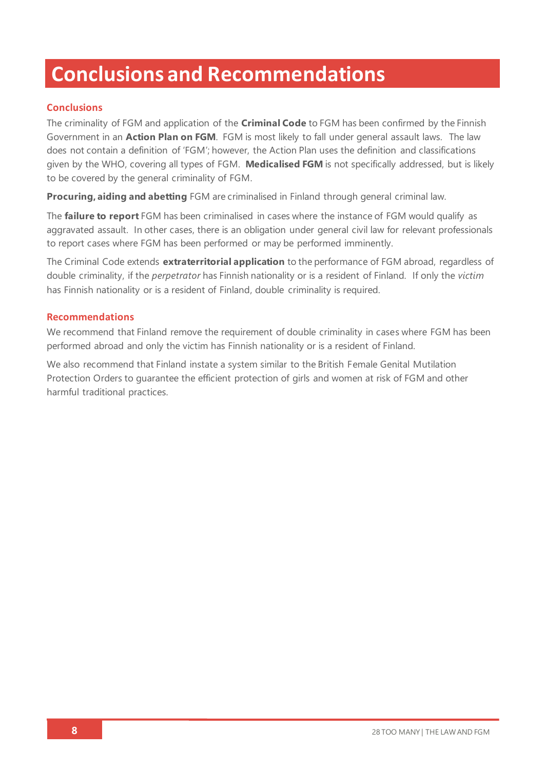# Conclusions and Recommendations

## Conclusions

The criminality of FGM and application of the **Criminal Code** to FGM has been confirmed by the Finnish Government in an **Action Plan on FGM**. FGM is most likely to fall under general assault laws. The law does not contain a definition of 'FGM'; however, the Action Plan uses the definition and classifications given by the WHO, covering all types of FGM. **Medicalised FGM** is not specifically addressed, but is likely to be covered by the general criminality of FGM.

**Procuring, aiding and abetting** FGM are criminalised in Finland through general criminal law.

The **failure to report** FGM has been criminalised in cases where the instance of FGM would qualify as aggravated assault. In other cases, there is an obligation under general civil law for relevant professionals to report cases where FGM has been performed or may be performed imminently.

The Criminal Code extends **extraterritorial application** to the performance of FGM abroad, regardless of double criminality, if the *perpetrator* has Finnish nationality or is a resident of Finland. If only the *victim* has Finnish nationality or is a resident of Finland, double criminality is required.

## Recommendations

We recommend that Finland remove the requirement of double criminality in cases where FGM has been performed abroad and only the victim has Finnish nationality or is a resident of Finland.

We also recommend that Finland instate a system similar to the British Female Genital Mutilation Protection Orders to guarantee the efficient protection of girls and women at risk of FGM and other harmful traditional practices.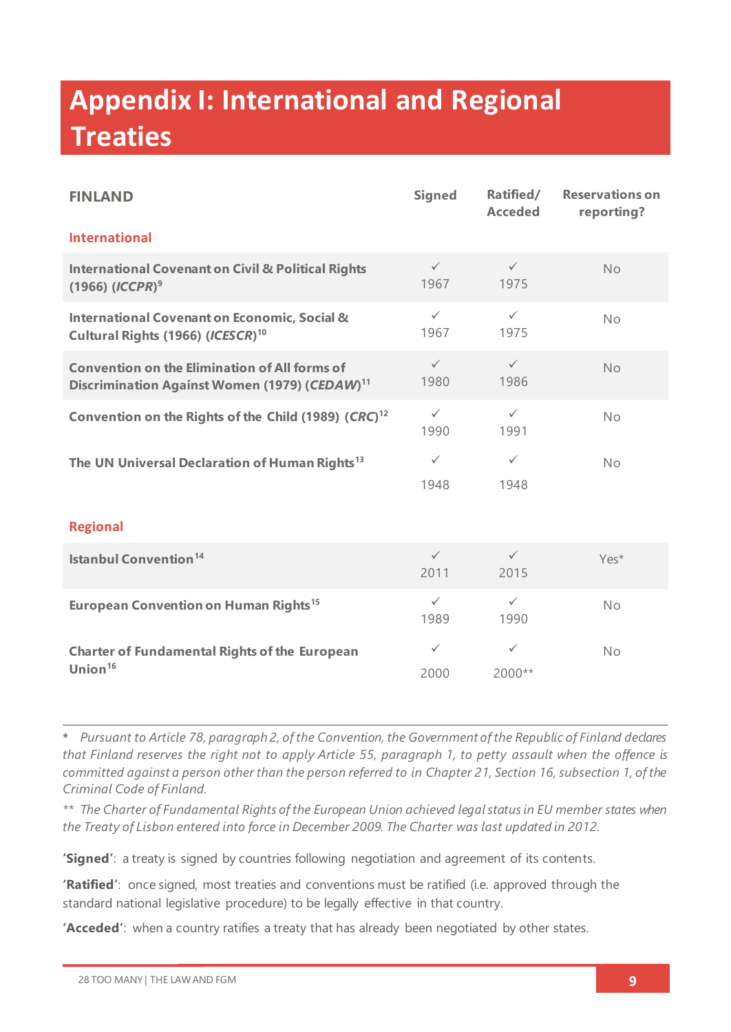# Appendix I: International and Regional Treaties

| FINLAND | Signed | Ratified/ Acceded | Reservations on reporting? |
|---|---|---|---|
| **International** | | | |
| **International Covenant on Civil & Political Rights (1966) (*ICCPR*)**[9] | ✓ 1967 | ✓ 1975 | No |
| **International Covenant on Economic, Social & Cultural Rights (1966) (*ICESCR*)**[10] | ✓ 1967 | ✓ 1975 | No |
| **Convention on the Elimination of All forms of Discrimination Against Women (1979) (*CEDAW*)**[11] | ✓ 1980 | ✓ 1986 | No |
| **Convention on the Rights of the Child (1989) (*CRC*)**[12] | ✓ 1990 | ✓ 1991 | No |
| **The UN Universal Declaration of Human Rights**[13] | ✓ 1948 | ✓ 1948 | No |
| **Regional** | | | |
| **Istanbul Convention**[14] | ✓ 2011 | ✓ 2015 | Yes* |
| **European Convention on Human Rights**[15] | ✓ 1989 | ✓ 1990 | No |
| **Charter of Fundamental Rights of the European Union**[16] | ✓ 2000 | ✓ 2000** | No |

\* *Pursuant to Article 78, paragraph 2, of the Convention, the Government of the Republic of Finland declares that Finland reserves the right not to apply Article 55, paragraph 1, to petty assault when the offence is committed against a person other than the person referred to in Chapter 21, Section 16, subsection 1, of the Criminal Code of Finland.*

\** *The Charter of Fundamental Rights of the European Union achieved legal status in EU member states when the Treaty of Lisbon entered into force in December 2009. The Charter was last updated in 2012.*

**'Signed'**: a treaty is signed by countries following negotiation and agreement of its contents.

**'Ratified'**: once signed, most treaties and conventions must be ratified (i.e. approved through the standard national legislative procedure) to be legally effective in that country.

**'Acceded'**: when a country ratifies a treaty that has already been negotiated by other states.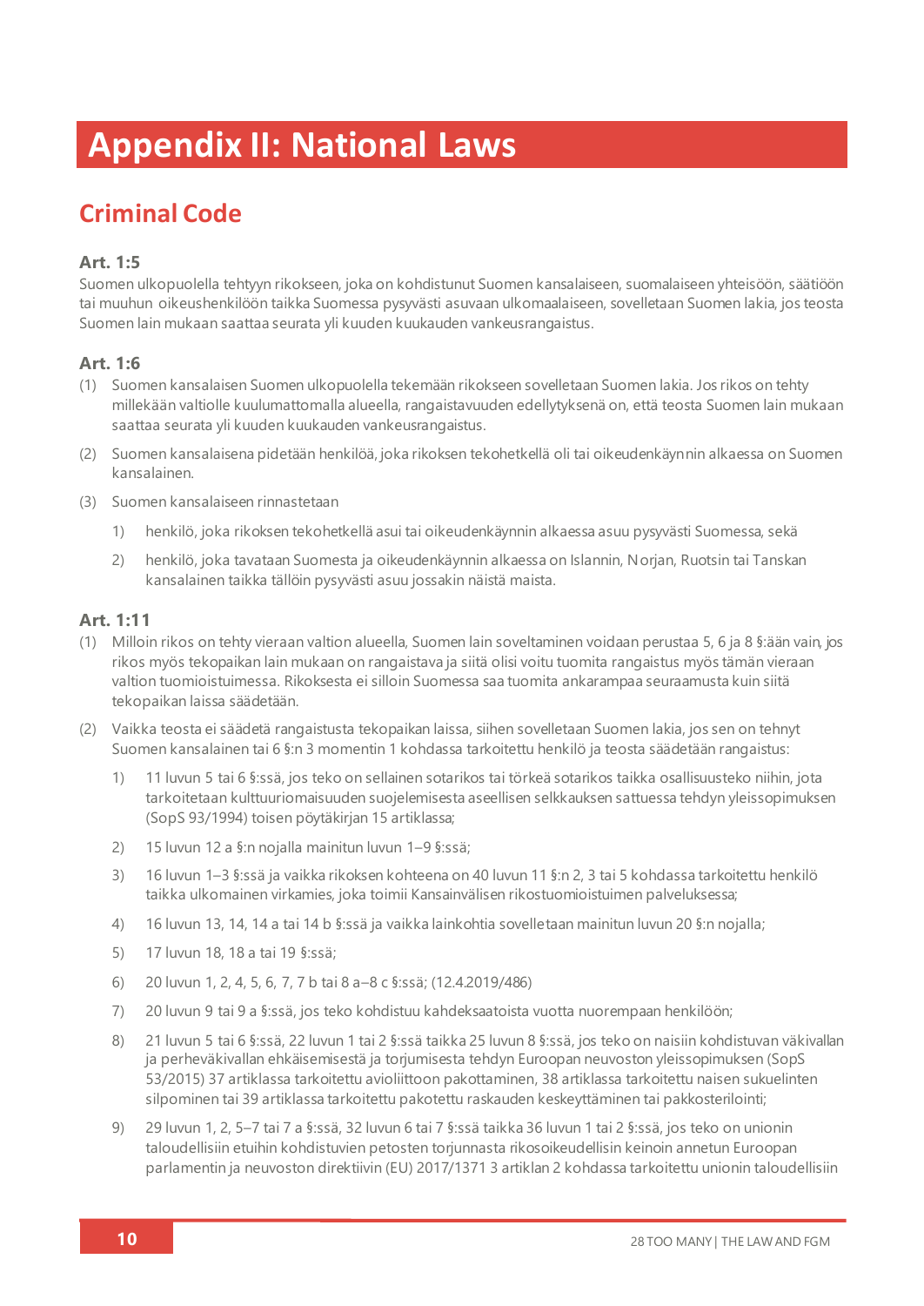# Appendix II: National Laws

## Criminal Code

### Art. 1:5

Suomen ulkopuolella tehtyyn rikokseen, joka on kohdistunut Suomen kansalaiseen, suomalaiseen yhteisöön, säätiöön tai muuhun oikeushenkilöön taikka Suomessa pysyvästi asuvaan ulkomaalaiseen, sovelletaan Suomen lakia, jos teosta Suomen lain mukaan saattaa seurata yli kuuden kuukauden vankeusrangaistus.

### Art. 1:6

(1) Suomen kansalaisen Suomen ulkopuolella tekemään rikokseen sovelletaan Suomen lakia. Jos rikos on tehty millekään valtiolle kuulumattomalla alueella, rangaistavuuden edellytyksenä on, että teosta Suomen lain mukaan saattaa seurata yli kuuden kuukauden vankeusrangaistus.

(2) Suomen kansalaisena pidetään henkilöä, joka rikoksen tekohetkellä oli tai oikeudenkäynnin alkaessa on Suomen kansalainen.

(3) Suomen kansalaiseen rinnastetaan

1) henkilö, joka rikoksen tekohetkellä asui tai oikeudenkäynnin alkaessa asuu pysyvästi Suomessa, sekä

2) henkilö, joka tavataan Suomesta ja oikeudenkäynnin alkaessa on Islannin, Norjan, Ruotsin tai Tanskan kansalainen taikka tällöin pysyvästi asuu jossakin näistä maista.

### Art. 1:11

(1) Milloin rikos on tehty vieraan valtion alueella, Suomen lain soveltaminen voidaan perustaa 5, 6 ja 8 §:ään vain, jos rikos myös tekopaikan lain mukaan on rangaistava ja siitä olisi voitu tuomita rangaistus myös tämän vieraan valtion tuomioistuimessa. Rikoksesta ei silloin Suomessa saa tuomita ankarampaa seuraamusta kuin siitä tekopaikan laissa säädetään.

(2) Vaikka teosta ei säädetä rangaistusta tekopaikan laissa, siihen sovelletaan Suomen lakia, jos sen on tehnyt Suomen kansalainen tai 6 §:n 3 momentin 1 kohdassa tarkoitettu henkilö ja teosta säädetään rangaistus:

1) 11 luvun 5 tai 6 §:ssä, jos teko on sellainen sotarikos tai törkeä sotarikos taikka osallisuusteko niihin, jota tarkoitetaan kulttuuriomaisuuden suojelemisesta aseellisen selkkauksen sattuessa tehdyn yleissopimuksen (SopS 93/1994) toisen pöytäkirjan 15 artiklassa;

2) 15 luvun 12 a §:n nojalla mainitun luvun 1–9 §:ssä;

3) 16 luvun 1–3 §:ssä ja vaikka rikoksen kohteena on 40 luvun 11 §:n 2, 3 tai 5 kohdassa tarkoitettu henkilö taikka ulkomainen virkamies, joka toimii Kansainvälisen rikostuomioistuimen palveluksessa;

4) 16 luvun 13, 14, 14 a tai 14 b §:ssä ja vaikka lainkohtia sovelletaan mainitun luvun 20 §:n nojalla;

5) 17 luvun 18, 18 a tai 19 §:ssä;

6) 20 luvun 1, 2, 4, 5, 6, 7, 7 b tai 8 a–8 c §:ssä; (12.4.2019/486)

7) 20 luvun 9 tai 9 a §:ssä, jos teko kohdistuu kahdeksaatoista vuotta nuorempaan henkilöön;

8) 21 luvun 5 tai 6 §:ssä, 22 luvun 1 tai 2 §:ssä taikka 25 luvun 8 §:ssä, jos teko on naisiin kohdistuvan väkivallan ja perheväkivallan ehkäisemisestä ja torjumisesta tehdyn Euroopan neuvoston yleissopimuksen (SopS 53/2015) 37 artiklassa tarkoitettu avioliittoon pakottaminen, 38 artiklassa tarkoitettu naisen sukuelinten silpominen tai 39 artiklassa tarkoitettu pakotettu raskauden keskeyttäminen tai pakkosterilointi;

9) 29 luvun 1, 2, 5–7 tai 7 a §:ssä, 32 luvun 6 tai 7 §:ssä taikka 36 luvun 1 tai 2 §:ssä, jos teko on unionin taloudellisiin etuihin kohdistuvien petosten torjunnasta rikosoikeudellisin keinoin annetun Euroopan parlamentin ja neuvoston direktiivin (EU) 2017/1371 3 artiklan 2 kohdassa tarkoitettu unionin taloudellisiin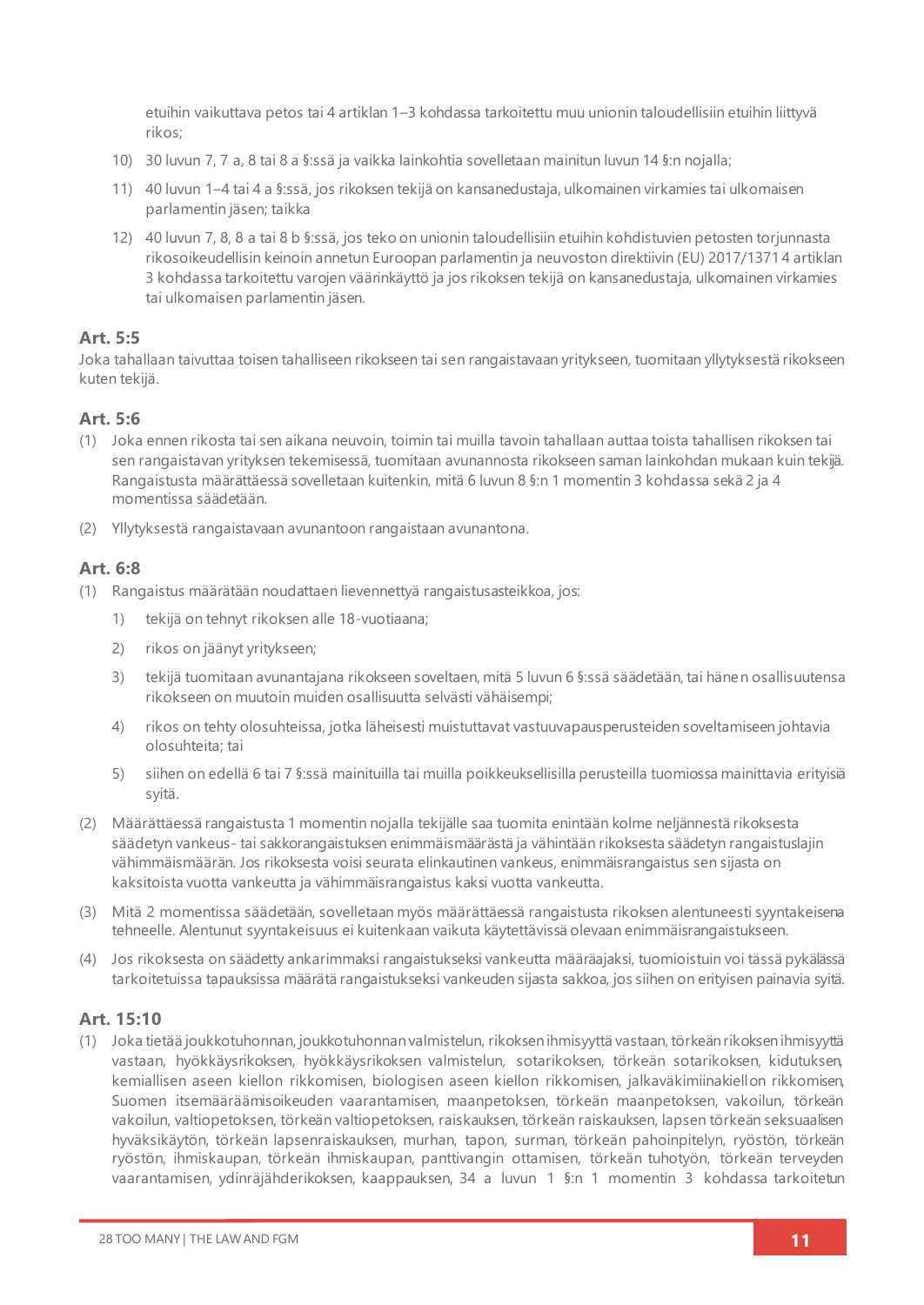etuihin vaikuttava petos tai 4 artiklan 1–3 kohdassa tarkoitettu muu unionin taloudellisiin etuihin liittyvä rikos;

10) 30 luvun 7, 7 a, 8 tai 8 a §:ssä ja vaikka lainkohtia sovelletaan mainitun luvun 14 §:n nojalla;

11) 40 luvun 1–4 tai 4 a §:ssä, jos rikoksen tekijä on kansanedustaja, ulkomainen virkamies tai ulkomaisen parlamentin jäsen; taikka

12) 40 luvun 7, 8, 8 a tai 8 b §:ssä, jos teko on unionin taloudellisiin etuihin kohdistuvien petosten torjunnasta rikosoikeudellisin keinoin annetun Euroopan parlamentin ja neuvoston direktiivin (EU) 2017/1371 4 artiklan 3 kohdassa tarkoitettu varojen väärinkäyttö ja jos rikoksen tekijä on kansanedustaja, ulkomainen virkamies tai ulkomaisen parlamentin jäsen.

### Art. 5:5

Joka tahallaan taivuttaa toisen tahalliseen rikokseen tai sen rangaistavaan yritykseen, tuomitaan yllytyksestä rikokseen kuten tekijä.

### Art. 5:6

(1) Joka ennen rikosta tai sen aikana neuvoin, toimin tai muilla tavoin tahallaan auttaa toista tahallisen rikoksen tai sen rangaistavan yrityksen tekemisessä, tuomitaan avunannosta rikokseen saman lainkohdan mukaan kuin tekijä. Rangaistusta määrättäessä sovelletaan kuitenkin, mitä 6 luvun 8 §:n 1 momentin 3 kohdassa sekä 2 ja 4 momentissa säädetään.

(2) Yllytyksestä rangaistavaan avunantoon rangaistaan avunantona.

### Art. 6:8

(1) Rangaistus määrätään noudattaen lievennettyä rangaistusasteikkoa, jos:

1) tekijä on tehnyt rikoksen alle 18-vuotiaana;

2) rikos on jäänyt yritykseen;

3) tekijä tuomitaan avunantajana rikokseen soveltaen, mitä 5 luvun 6 §:ssä säädetään, tai hänen osallisuutensa rikokseen on muutoin muiden osallisuutta selvästi vähäisempi;

4) rikos on tehty olosuhteissa, jotka läheisesti muistuttavat vastuuvapausperusteiden soveltamiseen johtavia olosuhteita; tai

5) siihen on edellä 6 tai 7 §:ssä mainituilla tai muilla poikkeuksellisilla perusteilla tuomiossa mainittavia erityisiä syitä.

(2) Määrättäessä rangaistusta 1 momentin nojalla tekijälle saa tuomita enintään kolme neljännestä rikoksesta säädetyn vankeus- tai sakkorangaistuksen enimmäismäärästä ja vähintään rikoksesta säädetyn rangaistuslajin vähimmäismäärän. Jos rikoksesta voisi seurata elinkautinen vankeus, enimmäisrangaistus sen sijasta on kaksitoista vuotta vankeutta ja vähimmäisrangaistus kaksi vuotta vankeutta.

(3) Mitä 2 momentissa säädetään, sovelletaan myös määrättäessä rangaistusta rikoksen alentuneesti syyntakeisena tehneelle. Alentunut syyntakeisuus ei kuitenkaan vaikuta käytettävissä olevaan enimmäisrangaistukseen.

(4) Jos rikoksesta on säädetty ankarimmaksi rangaistukseksi vankeutta määräajaksi, tuomioistuin voi tässä pykälässä tarkoitetuissa tapauksissa määrätä rangaistukseksi vankeuden sijasta sakkoa, jos siihen on erityisen painavia syitä.

### Art. 15:10

(1) Joka tietää joukkotuhonnan, joukkotuhonnan valmistelun, rikoksen ihmisyyttä vastaan, törkeän rikoksen ihmisyyttä vastaan, hyökkäysrikoksen, hyökkäysrikoksen valmistelun, sotarikoksen, törkeän sotarikoksen, kidutuksen, kemiallisen aseen kiellon rikkomisen, biologisen aseen kiellon rikkomisen, jalkaväkimiinakiellon rikkomisen, Suomen itsemääräämisoikeuden vaarantamisen, maanpetoksen, törkeän maanpetoksen, vakoilun, törkeän vakoilun, valtiopetoksen, törkeän valtiopetoksen, raiskauksen, törkeän raiskauksen, lapsen törkeän seksuaalisen hyväksikäytön, törkeän lapsenraiskauksen, murhan, tapon, surman, törkeän pahoinpitelyn, ryöstön, törkeän ryöstön, ihmiskaupan, törkeän ihmiskaupan, panttivangin ottamisen, törkeän tuhotyön, törkeän terveyden vaarantamisen, ydinräjähderikoksen, kaappauksen, 34 a luvun 1 §:n 1 momentin 3 kohdassa tarkoitetun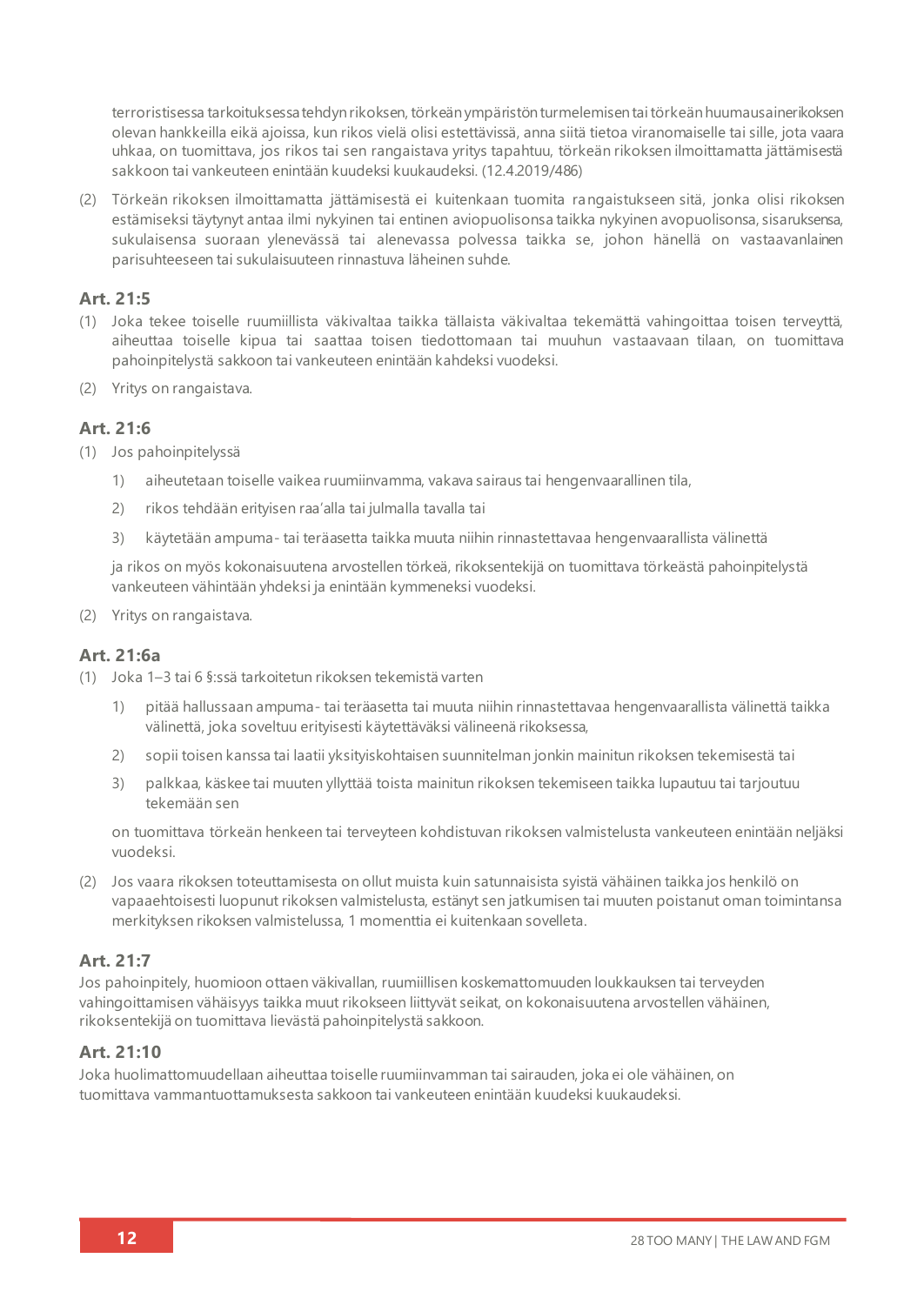terroristisessa tarkoituksessa tehdyn rikoksen, törkeän ympäristön turmelemisen tai törkeän huumausainerikoksen olevan hankkeilla eikä ajoissa, kun rikos vielä olisi estettävissä, anna siitä tietoa viranomaiselle tai sille, jota vaara uhkaa, on tuomittava, jos rikos tai sen rangaistava yritys tapahtuu, törkeän rikoksen ilmoittamatta jättämisestä sakkoon tai vankeuteen enintään kuudeksi kuukaudeksi. (12.4.2019/486)

(2) Törkeän rikoksen ilmoittamatta jättämisestä ei kuitenkaan tuomita rangaistukseen sitä, jonka olisi rikoksen estämiseksi täytynyt antaa ilmi nykyinen tai entinen aviopuolisonsa taikka nykyinen avopuolisonsa, sisaruksensa, sukulaisensa suoraan ylenevässä tai alenevassa polvessa taikka se, johon hänellä on vastaavanlainen parisuhteeseen tai sukulaisuuteen rinnastuva läheinen suhde.

### Art. 21:5

(1) Joka tekee toiselle ruumiillista väkivaltaa taikka tällaista väkivaltaa tekemättä vahingoittaa toisen terveyttä, aiheuttaa toiselle kipua tai saattaa toisen tiedottomaan tai muuhun vastaavaan tilaan, on tuomittava pahoinpitelystä sakkoon tai vankeuteen enintään kahdeksi vuodeksi.

(2) Yritys on rangaistava.

### Art. 21:6

(1) Jos pahoinpitelyssä

1) aiheutetaan toiselle vaikea ruumiinvamma, vakava sairaus tai hengenvaarallinen tila,

2) rikos tehdään erityisen raa'alla tai julmalla tavalla tai

3) käytetään ampuma- tai teräasetta taikka muuta niihin rinnastettavaa hengenvaarallista välinettä

ja rikos on myös kokonaisuutena arvostellen törkeä, rikoksentekijä on tuomittava törkeästä pahoinpitelystä vankeuteen vähintään yhdeksi ja enintään kymmeneksi vuodeksi.

(2) Yritys on rangaistava.

### Art. 21:6a

(1) Joka 1–3 tai 6 §:ssä tarkoitetun rikoksen tekemistä varten

1) pitää hallussaan ampuma- tai teräasetta tai muuta niihin rinnastettavaa hengenvaarallista välinettä taikka välinettä, joka soveltuu erityisesti käytettäväksi välineenä rikoksessa,

2) sopii toisen kanssa tai laatii yksityiskohtaisen suunnitelman jonkin mainitun rikoksen tekemisestä tai

3) palkkaa, käskee tai muuten yllyttää toista mainitun rikoksen tekemiseen taikka lupautuu tai tarjoutuu tekemään sen

on tuomittava törkeän henkeen tai terveyteen kohdistuvan rikoksen valmistelusta vankeuteen enintään neljäksi vuodeksi.

(2) Jos vaara rikoksen toteuttamisesta on ollut muista kuin satunnaisista syistä vähäinen taikka jos henkilö on vapaaehtoisesti luopunut rikoksen valmistelusta, estänyt sen jatkumisen tai muuten poistanut oman toimintansa merkityksen rikoksen valmistelussa, 1 momenttia ei kuitenkaan sovelleta.

### Art. 21:7

Jos pahoinpitely, huomioon ottaen väkivallan, ruumiillisen koskemattomuuden loukkauksen tai terveyden vahingoittamisen vähäisyys taikka muut rikokseen liittyvät seikat, on kokonaisuutena arvostellen vähäinen, rikoksentekijä on tuomittava lievästä pahoinpitelystä sakkoon.

### Art. 21:10

Joka huolimattomuudellaan aiheuttaa toiselle ruumiinvamman tai sairauden, joka ei ole vähäinen, on tuomittava vammantuottamuksesta sakkoon tai vankeuteen enintään kuudeksi kuukaudeksi.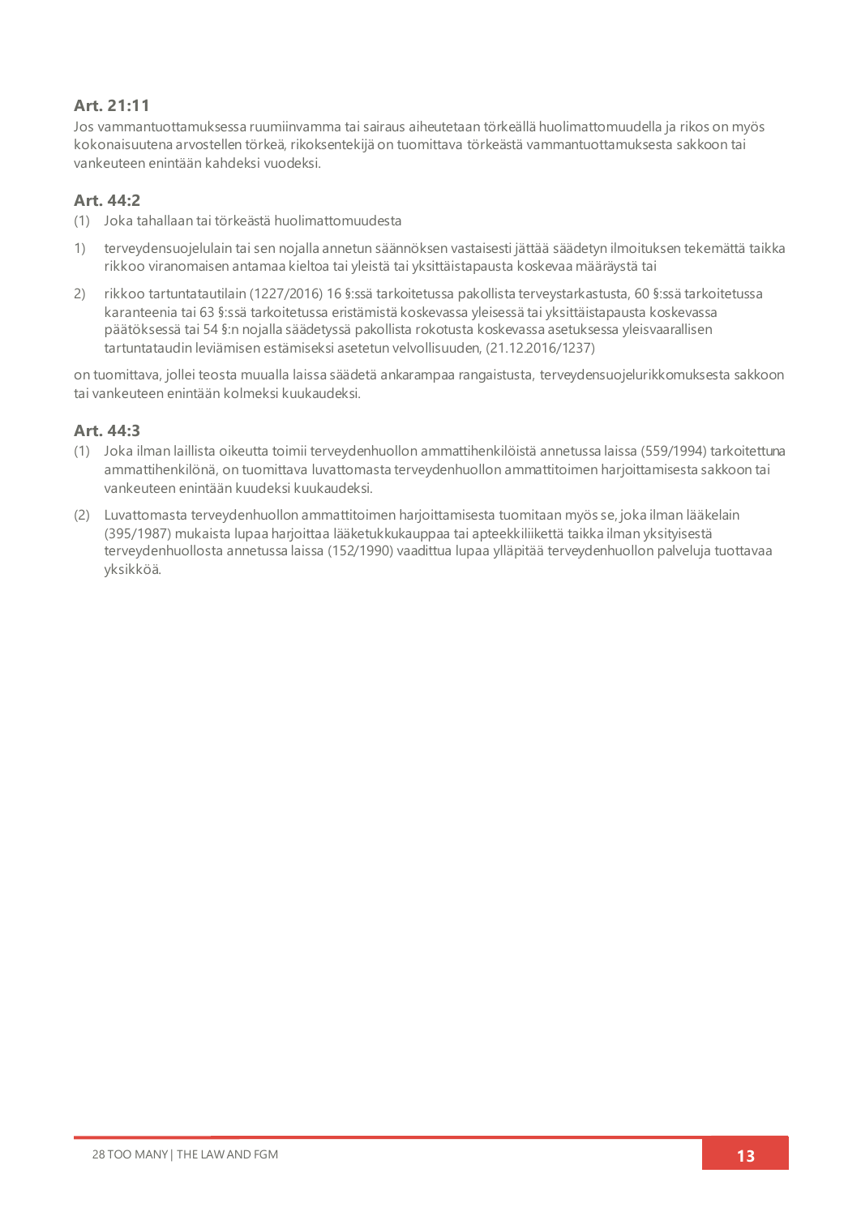### Art. 21:11

Jos vammantuottamuksessa ruumiinvamma tai sairaus aiheutetaan törkeällä huolimattomuudella ja rikos on myös kokonaisuutena arvostellen törkeä, rikoksentekijä on tuomittava törkeästä vammantuottamuksesta sakkoon tai vankeuteen enintään kahdeksi vuodeksi.

### Art. 44:2

(1) Joka tahallaan tai törkeästä huolimattomuudesta

1) terveydensuojelulain tai sen nojalla annetun säännöksen vastaisesti jättää säädetyn ilmoituksen tekemättä taikka rikkoo viranomaisen antamaa kieltoa tai yleistä tai yksittäistapausta koskevaa määräystä tai

2) rikkoo tartuntatautilain (1227/2016) 16 §:ssä tarkoitetussa pakollista terveystarkastusta, 60 §:ssä tarkoitetussa karanteenia tai 63 §:ssä tarkoitetussa eristämistä koskevassa yleisessä tai yksittäistapausta koskevassa päätöksessä tai 54 §:n nojalla säädetyssä pakollista rokotusta koskevassa asetuksessa yleisvaarallisen tartuntataudin leviämisen estämiseksi asetetun velvollisuuden, (21.12.2016/1237)

on tuomittava, jollei teosta muualla laissa säädetä ankarampaa rangaistusta, terveydensuojelurikkomuksesta sakkoon tai vankeuteen enintään kolmeksi kuukaudeksi.

### Art. 44:3

(1) Joka ilman laillista oikeutta toimii terveydenhuollon ammattihenkilöistä annetussa laissa (559/1994) tarkoitettuna ammattihenkilönä, on tuomittava luvattomasta terveydenhuollon ammattitoimen harjoittamisesta sakkoon tai vankeuteen enintään kuudeksi kuukaudeksi.

(2) Luvattomasta terveydenhuollon ammattitoimen harjoittamisesta tuomitaan myös se, joka ilman lääkelain (395/1987) mukaista lupaa harjoittaa lääketukkukauppaa tai apteekkiliikettä taikka ilman yksityisestä terveydenhuollosta annetussa laissa (152/1990) vaadittua lupaa ylläpitää terveydenhuollon palveluja tuottavaa yksikköä.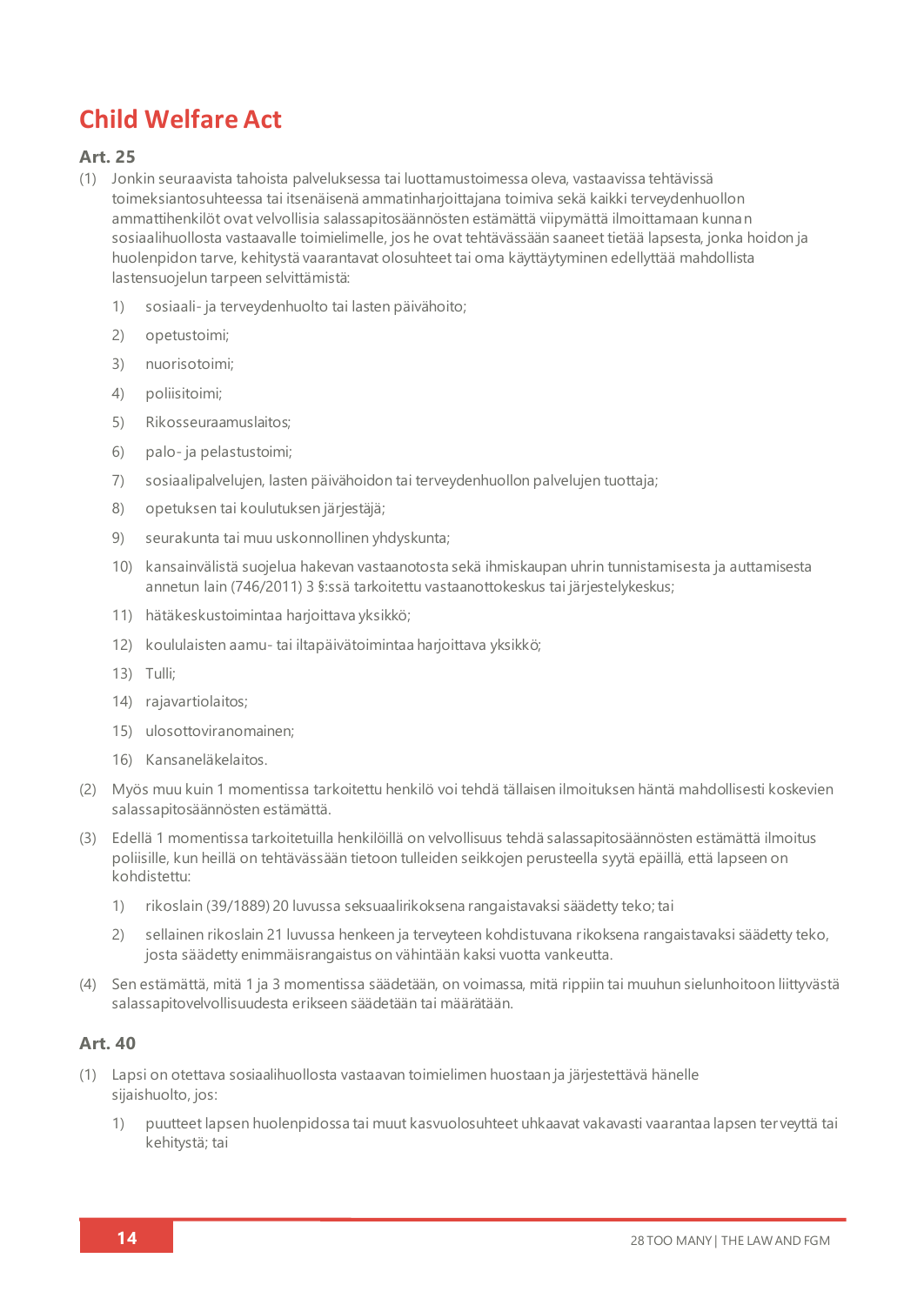## Child Welfare Act

### Art. 25

(1) Jonkin seuraavista tahoista palveluksessa tai luottamustoimessa oleva, vastaavissa tehtävissä toimeksiantosuhteessa tai itsenäisenä ammatinharjoittajana toimiva sekä kaikki terveydenhuollon ammattihenkilöt ovat velvollisia salassapitosäännösten estämättä viipymättä ilmoittamaan kunnan sosiaalihuollosta vastaavalle toimielimelle, jos he ovat tehtävässään saaneet tietää lapsesta, jonka hoidon ja huolenpidon tarve, kehitystä vaarantavat olosuhteet tai oma käyttäytyminen edellyttää mahdollista lastensuojelun tarpeen selvittämistä:

1) sosiaali- ja terveydenhuolto tai lasten päivähoito;

2) opetustoimi;

3) nuorisotoimi;

4) poliisitoimi;

5) Rikosseuraamuslaitos;

6) palo- ja pelastustoimi;

7) sosiaalipalvelujen, lasten päivähoidon tai terveydenhuollon palvelujen tuottaja;

8) opetuksen tai koulutuksen järjestäjä;

9) seurakunta tai muu uskonnollinen yhdyskunta;

10) kansainvälistä suojelua hakevan vastaanotosta sekä ihmiskaupan uhrin tunnistamisesta ja auttamisesta annetun lain (746/2011) 3 §:ssä tarkoitettu vastaanottokeskus tai järjestelykeskus;

11) hätäkeskustoimintaa harjoittava yksikkö;

12) koululaisten aamu- tai iltapäivätoimintaa harjoittava yksikkö;

13) Tulli;

14) rajavartiolaitos;

15) ulosottoviranomainen;

16) Kansaneläkelaitos.

(2) Myös muu kuin 1 momentissa tarkoitettu henkilö voi tehdä tällaisen ilmoituksen häntä mahdollisesti koskevien salassapitosäännösten estämättä.

(3) Edellä 1 momentissa tarkoitetuilla henkilöillä on velvollisuus tehdä salassapitosäännösten estämättä ilmoitus poliisille, kun heillä on tehtävässään tietoon tulleiden seikkojen perusteella syytä epäillä, että lapseen on kohdistettu:

1) rikoslain (39/1889) 20 luvussa seksuaalirikoksena rangaistavaksi säädetty teko; tai

2) sellainen rikoslain 21 luvussa henkeen ja terveyteen kohdistuvana rikoksena rangaistavaksi säädetty teko, josta säädetty enimmäisrangaistus on vähintään kaksi vuotta vankeutta.

(4) Sen estämättä, mitä 1 ja 3 momentissa säädetään, on voimassa, mitä rippiin tai muuhun sielunhoitoon liittyvästä salassapitovelvollisuudesta erikseen säädetään tai määrätään.

### Art. 40

(1) Lapsi on otettava sosiaalihuollosta vastaavan toimielimen huostaan ja järjestettävä hänelle sijaishuolto, jos:

1) puutteet lapsen huolenpidossa tai muut kasvuolosuhteet uhkaavat vakavasti vaarantaa lapsen terveyttä tai kehitystä; tai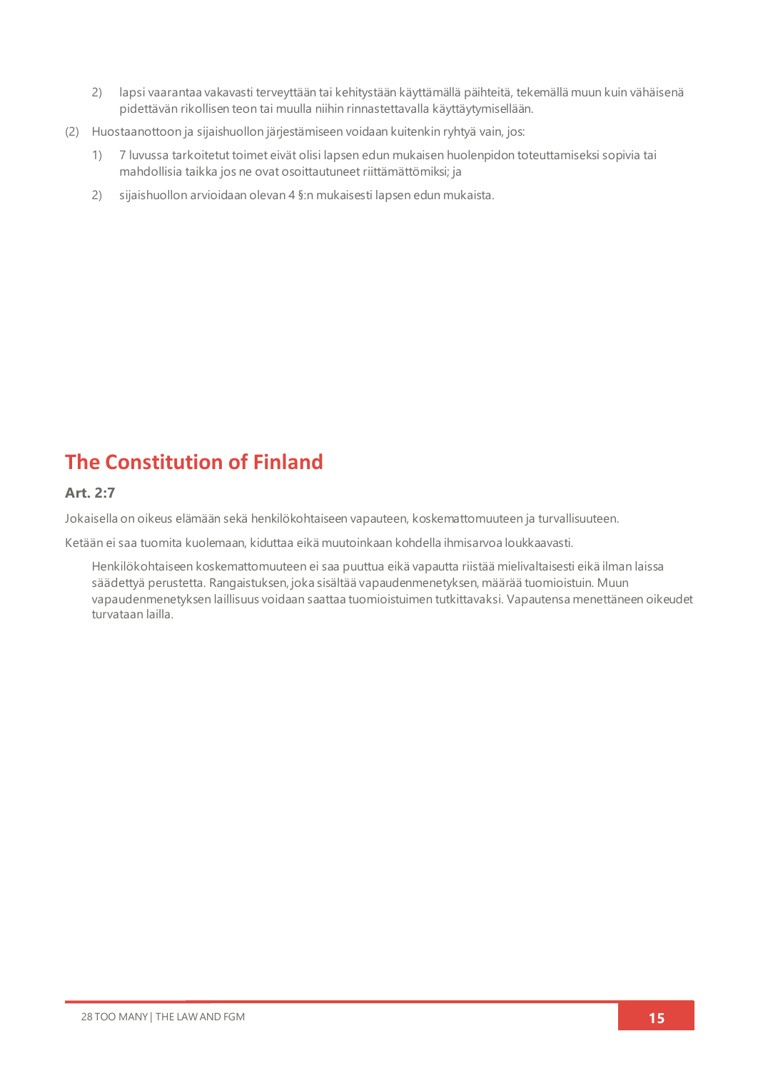2) lapsi vaarantaa vakavasti terveyttään tai kehitystään käyttämällä päihteitä, tekemällä muun kuin vähäisenä pidettävän rikollisen teon tai muulla niihin rinnastettavalla käyttäytymisellään.

(2) Huostaanottoon ja sijaishuollon järjestämiseen voidaan kuitenkin ryhtyä vain, jos:

1) 7 luvussa tarkoitetut toimet eivät olisi lapsen edun mukaisen huolenpidon toteuttamiseksi sopivia tai mahdollisia taikka jos ne ovat osoittautuneet riittämättömiksi; ja

2) sijaishuollon arvioidaan olevan 4 §:n mukaisesti lapsen edun mukaista.

## The Constitution of Finland

### Art. 2:7

Jokaisella on oikeus elämään sekä henkilökohtaiseen vapauteen, koskemattomuuteen ja turvallisuuteen.

Ketään ei saa tuomita kuolemaan, kiduttaa eikä muutoinkaan kohdella ihmisarvoa loukkaavasti.

Henkilökohtaiseen koskemattomuuteen ei saa puuttua eikä vapautta riistää mielivaltaisesti eikä ilman laissa säädettyä perustetta. Rangaistuksen, joka sisältää vapaudenmenetyksen, määrää tuomioistuin. Muun vapaudenmenetyksen laillisuus voidaan saattaa tuomioistuimen tutkittavaksi. Vapautensa menettäneen oikeudet turvataan lailla.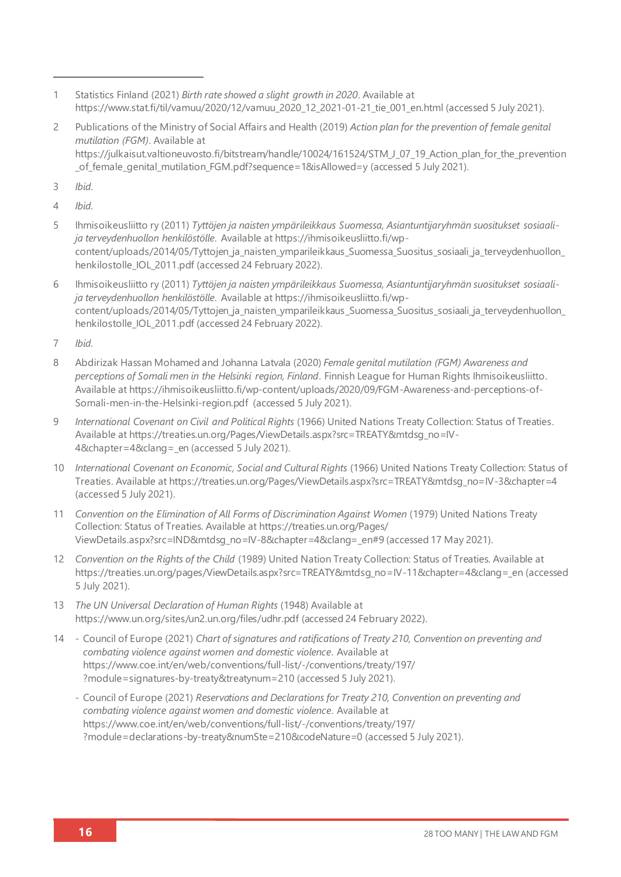1. Statistics Finland (2021) *Birth rate showed a slight growth in 2020*. Available at https://www.stat.fi/til/vamuu/2020/12/vamuu_2020_12_2021-01-21_tie_001_en.html (accessed 5 July 2021).

2. Publications of the Ministry of Social Affairs and Health (2019) *Action plan for the prevention of female genital mutilation (FGM)*. Available at https://julkaisut.valtioneuvosto.fi/bitstream/handle/10024/161524/STM_J_07_19_Action_plan_for_the_prevention_of_female_genital_mutilation_FGM.pdf?sequence=1&isAllowed=y (accessed 5 July 2021).

3. *Ibid.*

4. *Ibid.*

5. Ihmisoikeusliitto ry (2011) *Tyttöjen ja naisten ympärileikkaus Suomessa, Asiantuntijaryhmän suositukset sosiaali- ja terveydenhuollon henkilöstölle*. Available at https://ihmisoikeusliitto.fi/wp-content/uploads/2014/05/Tyttojen_ja_naisten_ymparileikkaus_Suomessa_Suositus_sosiaali_ja_terveydenhuollon_henkilostolle_IOL_2011.pdf (accessed 24 February 2022).

6. Ihmisoikeusliitto ry (2011) *Tyttöjen ja naisten ympärileikkaus Suomessa, Asiantuntijaryhmän suositukset sosiaali- ja terveydenhuollon henkilöstölle*. Available at https://ihmisoikeusliitto.fi/wp-content/uploads/2014/05/Tyttojen_ja_naisten_ymparileikkaus_Suomessa_Suositus_sosiaali_ja_terveydenhuollon_henkilostolle_IOL_2011.pdf (accessed 24 February 2022).

7. *Ibid.*

8. Abdirizak Hassan Mohamed and Johanna Latvala (2020) *Female genital mutilation (FGM) Awareness and perceptions of Somali men in the Helsinki region, Finland*. Finnish League for Human Rights Ihmisoikeusliitto. Available at https://ihmisoikeusliitto.fi/wp-content/uploads/2020/09/FGM-Awareness-and-perceptions-of-Somali-men-in-the-Helsinki-region.pdf (accessed 5 July 2021).

9. *International Covenant on Civil and Political Rights* (1966) United Nations Treaty Collection: Status of Treaties. Available at https://treaties.un.org/Pages/ViewDetails.aspx?src=TREATY&mtdsg_no=IV-4&chapter=4&clang=_en (accessed 5 July 2021).

10. *International Covenant on Economic, Social and Cultural Rights* (1966) United Nations Treaty Collection: Status of Treaties. Available at https://treaties.un.org/Pages/ViewDetails.aspx?src=TREATY&mtdsg_no=IV-3&chapter=4 (accessed 5 July 2021).

11. *Convention on the Elimination of All Forms of Discrimination Against Women* (1979) United Nations Treaty Collection: Status of Treaties. Available at https://treaties.un.org/Pages/ViewDetails.aspx?src=IND&mtdsg_no=IV-8&chapter=4&clang=_en#9 (accessed 17 May 2021).

12. *Convention on the Rights of the Child* (1989) United Nation Treaty Collection: Status of Treaties. Available at https://treaties.un.org/pages/ViewDetails.aspx?src=TREATY&mtdsg_no=IV-11&chapter=4&clang=_en (accessed 5 July 2021).

13. *The UN Universal Declaration of Human Rights* (1948) Available at https://www.un.org/sites/un2.un.org/files/udhr.pdf (accessed 24 February 2022).

14. 
    - Council of Europe (2021) *Chart of signatures and ratifications of Treaty 210, Convention on preventing and combating violence against women and domestic violence*. Available at https://www.coe.int/en/web/conventions/full-list/-/conventions/treaty/197/?module=signatures-by-treaty&treatynum=210 (accessed 5 July 2021).
    - Council of Europe (2021) *Reservations and Declarations for Treaty 210, Convention on preventing and combating violence against women and domestic violence*. Available at https://www.coe.int/en/web/conventions/full-list/-/conventions/treaty/197/?module=declarations-by-treaty&numSte=210&codeNature=0 (accessed 5 July 2021).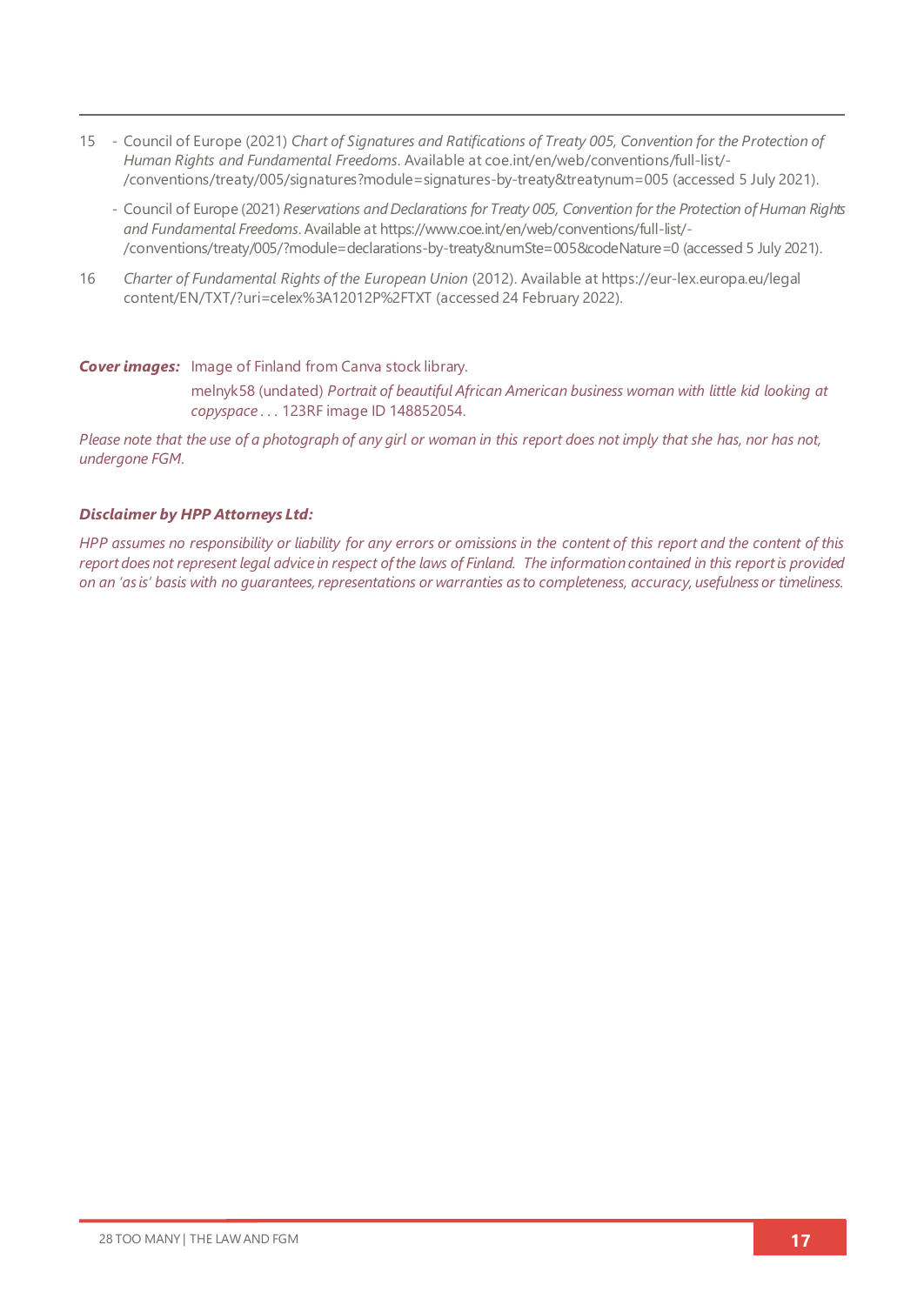15 - Council of Europe (2021) *Chart of Signatures and Ratifications of Treaty 005, Convention for the Protection of Human Rights and Fundamental Freedoms*. Available at coe.int/en/web/conventions/full-list/-/conventions/treaty/005/signatures?module=signatures-by-treaty&treatynum=005 (accessed 5 July 2021).

   - Council of Europe (2021) *Reservations and Declarations for Treaty 005, Convention for the Protection of Human Rights and Fundamental Freedoms*. Available at https://www.coe.int/en/web/conventions/full-list/-/conventions/treaty/005/?module=declarations-by-treaty&numSte=005&codeNature=0 (accessed 5 July 2021).

16 *Charter of Fundamental Rights of the European Union* (2012). Available at https://eur-lex.europa.eu/legal content/EN/TXT/?uri=celex%3A12012P%2FTXT (accessed 24 February 2022).

***Cover images:*** Image of Finland from Canva stock library.

melnyk58 (undated) *Portrait of beautiful African American business woman with little kid looking at copyspace* . . . 123RF image ID 148852054.

*Please note that the use of a photograph of any girl or woman in this report does not imply that she has, nor has not, undergone FGM.*

***Disclaimer by HPP Attorneys Ltd:***

*HPP assumes no responsibility or liability for any errors or omissions in the content of this report and the content of this report does not represent legal advice in respect of the laws of Finland. The information contained in this report is provided on an 'as is' basis with no guarantees, representations or warranties as to completeness, accuracy, usefulness or timeliness.*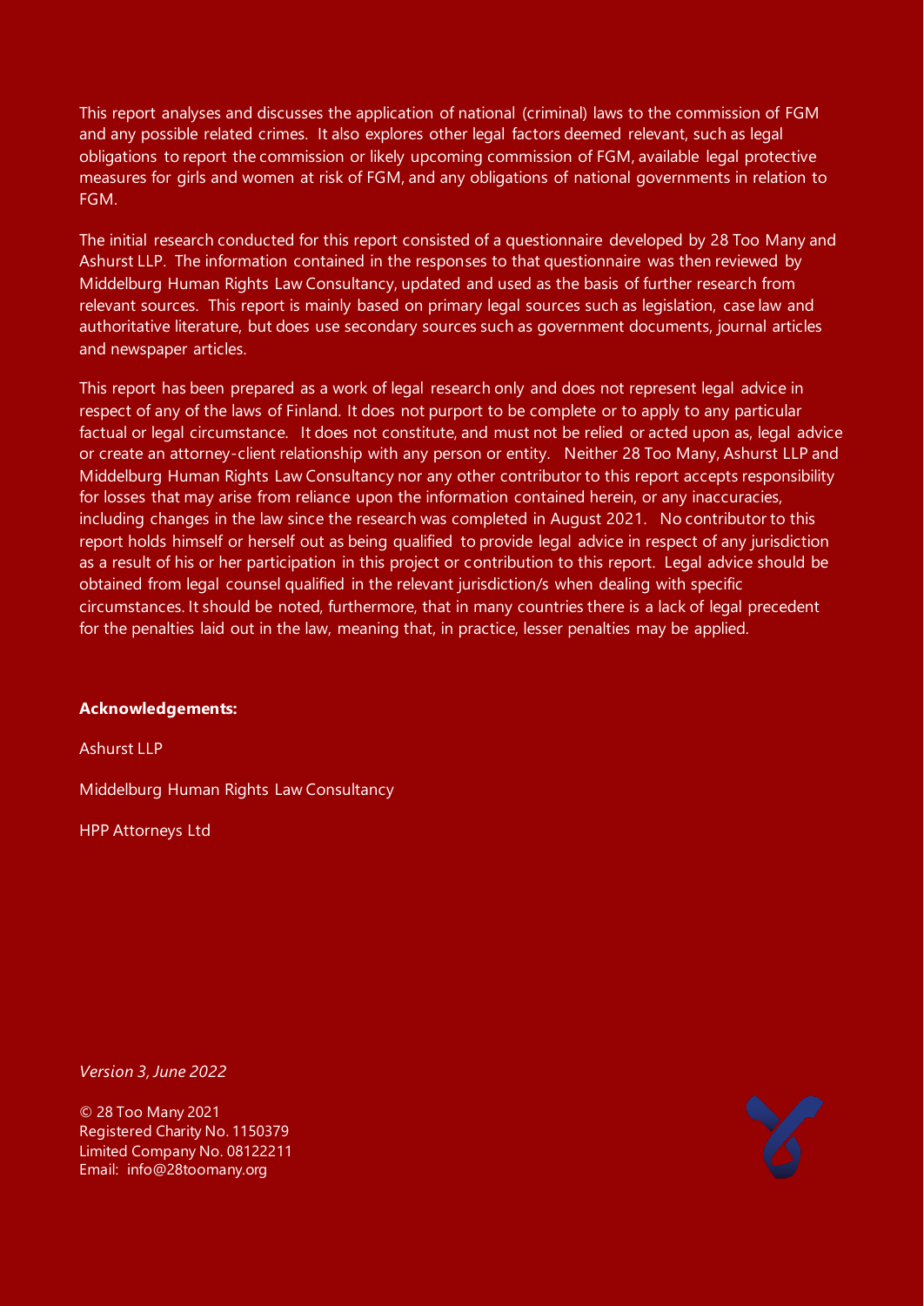This report analyses and discusses the application of national (criminal) laws to the commission of FGM and any possible related crimes. It also explores other legal factors deemed relevant, such as legal obligations to report the commission or likely upcoming commission of FGM, available legal protective measures for girls and women at risk of FGM, and any obligations of national governments in relation to FGM.

The initial research conducted for this report consisted of a questionnaire developed by 28 Too Many and Ashurst LLP. The information contained in the responses to that questionnaire was then reviewed by Middelburg Human Rights Law Consultancy, updated and used as the basis of further research from relevant sources. This report is mainly based on primary legal sources such as legislation, case law and authoritative literature, but does use secondary sources such as government documents, journal articles and newspaper articles.

This report has been prepared as a work of legal research only and does not represent legal advice in respect of any of the laws of Finland. It does not purport to be complete or to apply to any particular factual or legal circumstance. It does not constitute, and must not be relied or acted upon as, legal advice or create an attorney-client relationship with any person or entity. Neither 28 Too Many, Ashurst LLP and Middelburg Human Rights Law Consultancy nor any other contributor to this report accepts responsibility for losses that may arise from reliance upon the information contained herein, or any inaccuracies, including changes in the law since the research was completed in August 2021. No contributor to this report holds himself or herself out as being qualified to provide legal advice in respect of any jurisdiction as a result of his or her participation in this project or contribution to this report. Legal advice should be obtained from legal counsel qualified in the relevant jurisdiction/s when dealing with specific circumstances. It should be noted, furthermore, that in many countries there is a lack of legal precedent for the penalties laid out in the law, meaning that, in practice, lesser penalties may be applied.

**Acknowledgements:**

Ashurst LLP

Middelburg Human Rights Law Consultancy

HPP Attorneys Ltd

*Version 3, June 2022*

© 28 Too Many 2021
Registered Charity No. 1150379
Limited Company No. 08122211
Email: info@28toomany.org